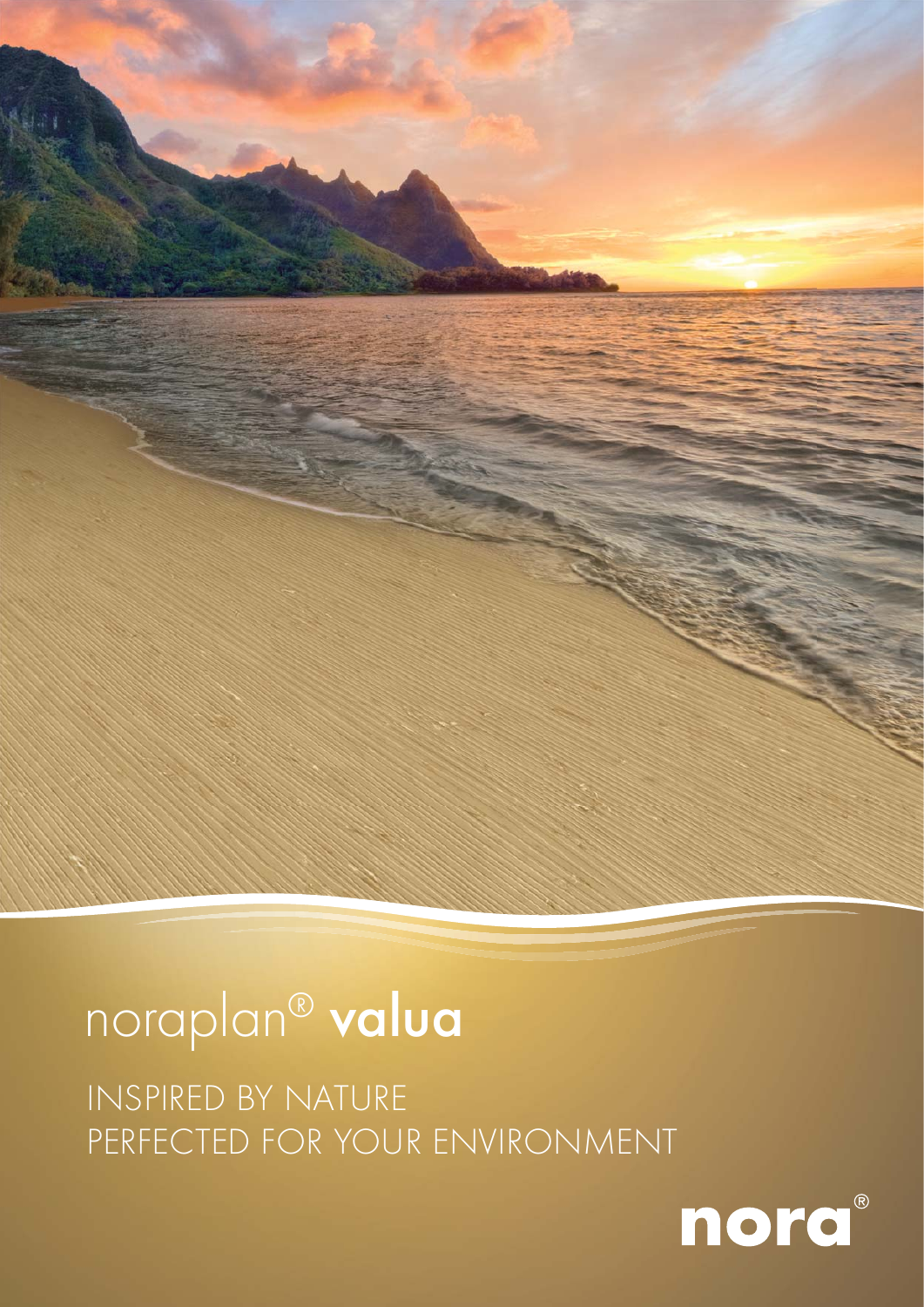# noraplan® valua

INSPIRED BY NATURE
PERFECTED FOR YOUR ENVIRONMENT

nora®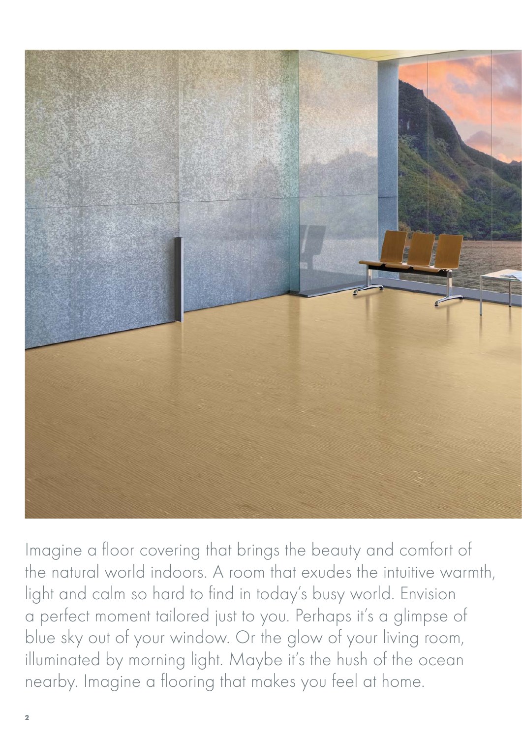Imagine a floor covering that brings the beauty and comfort of the natural world indoors. A room that exudes the intuitive warmth, light and calm so hard to find in today's busy world. Envision a perfect moment tailored just to you. Perhaps it's a glimpse of blue sky out of your window. Or the glow of your living room, illuminated by morning light. Maybe it's the hush of the ocean nearby. Imagine a flooring that makes you feel at home.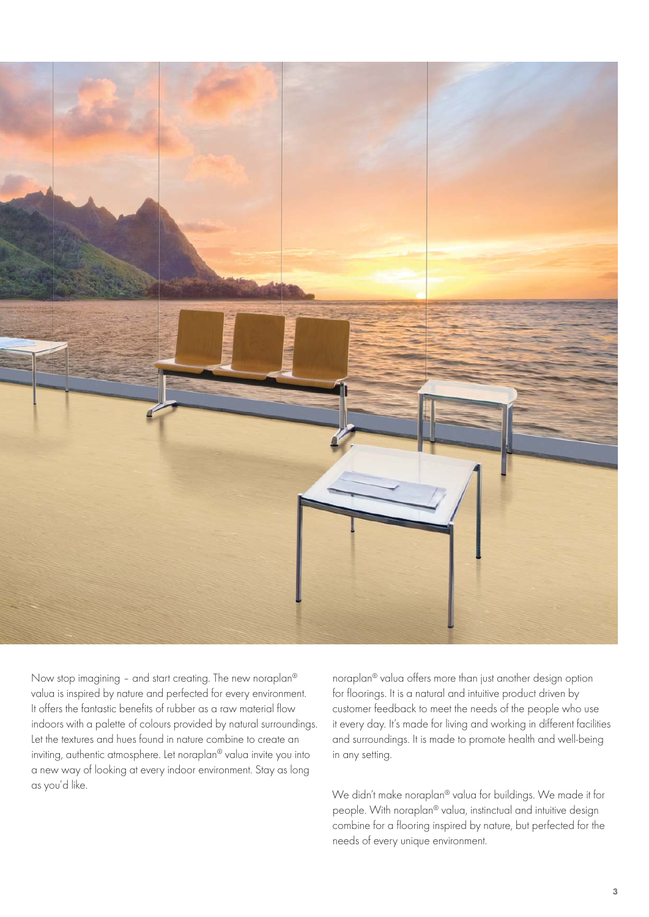Now stop imagining – and start creating. The new noraplan® valua is inspired by nature and perfected for every environment. It offers the fantastic benefits of rubber as a raw material flow indoors with a palette of colours provided by natural surroundings. Let the textures and hues found in nature combine to create an inviting, authentic atmosphere. Let noraplan® valua invite you into a new way of looking at every indoor environment. Stay as long as you'd like.

noraplan® valua offers more than just another design option for floorings. It is a natural and intuitive product driven by customer feedback to meet the needs of the people who use it every day. It's made for living and working in different facilities and surroundings. It is made to promote health and well-being in any setting.

We didn't make noraplan® valua for buildings. We made it for people. With noraplan® valua, instinctual and intuitive design combine for a flooring inspired by nature, but perfected for the needs of every unique environment.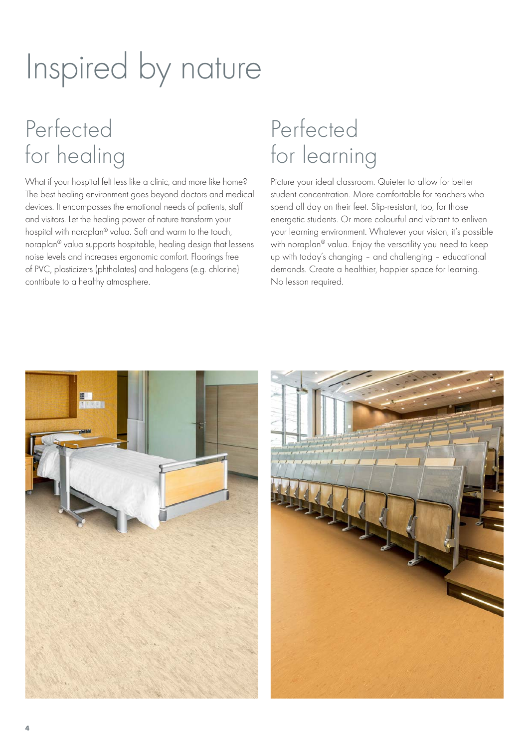# Inspired by nature

## Perfected for healing

What if your hospital felt less like a clinic, and more like home? The best healing environment goes beyond doctors and medical devices. It encompasses the emotional needs of patients, staff and visitors. Let the healing power of nature transform your hospital with noraplan® valua. Soft and warm to the touch, noraplan® valua supports hospitable, healing design that lessens noise levels and increases ergonomic comfort. Floorings free of PVC, plasticizers (phthalates) and halogens (e.g. chlorine) contribute to a healthy atmosphere.

## Perfected for learning

Picture your ideal classroom. Quieter to allow for better student concentration. More comfortable for teachers who spend all day on their feet. Slip-resistant, too, for those energetic students. Or more colourful and vibrant to enliven your learning environment. Whatever your vision, it's possible with noraplan® valua. Enjoy the versatility you need to keep up with today's changing – and challenging – educational demands. Create a healthier, happier space for learning. No lesson required.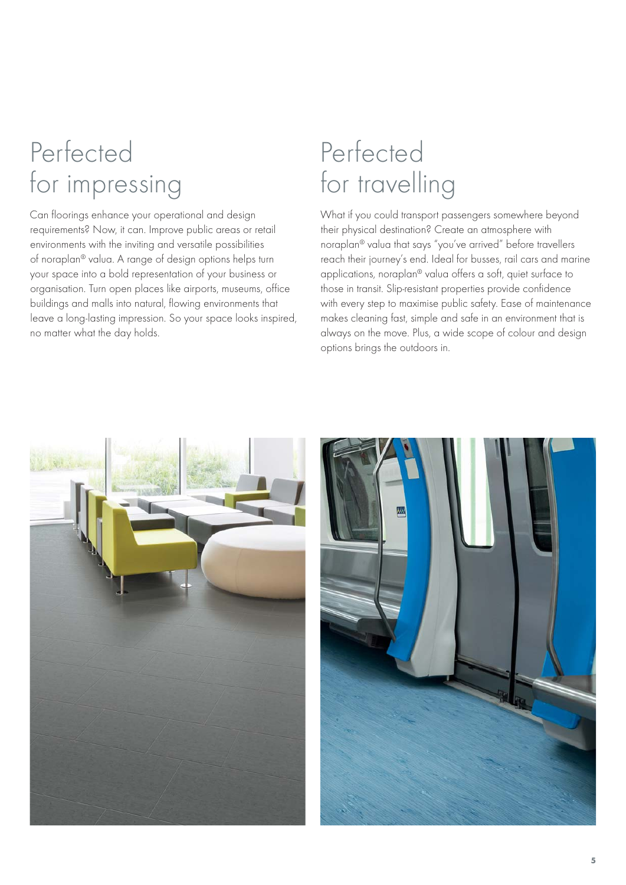# Perfected for impressing

Can floorings enhance your operational and design requirements? Now, it can. Improve public areas or retail environments with the inviting and versatile possibilities of noraplan® valua. A range of design options helps turn your space into a bold representation of your business or organisation. Turn open places like airports, museums, office buildings and malls into natural, flowing environments that leave a long-lasting impression. So your space looks inspired, no matter what the day holds.

# Perfected for travelling

What if you could transport passengers somewhere beyond their physical destination? Create an atmosphere with noraplan® valua that says "you've arrived" before travellers reach their journey's end. Ideal for busses, rail cars and marine applications, noraplan® valua offers a soft, quiet surface to those in transit. Slip-resistant properties provide confidence with every step to maximise public safety. Ease of maintenance makes cleaning fast, simple and safe in an environment that is always on the move. Plus, a wide scope of colour and design options brings the outdoors in.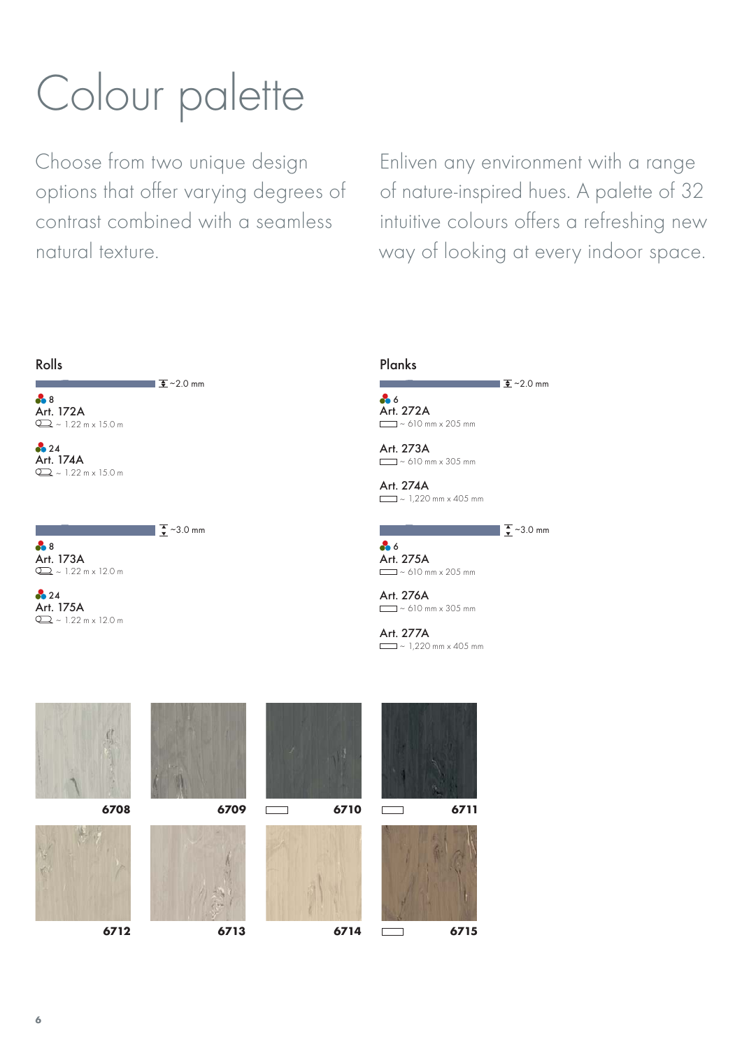# Colour palette

Choose from two unique design options that offer varying degrees of contrast combined with a seamless natural texture.

Enliven any environment with a range of nature-inspired hues. A palette of 32 intuitive colours offers a refreshing new way of looking at every indoor space.

## Rolls

~2.0 mm

8
Art. 172A
~ 1.22 m x 15.0 m

24
Art. 174A
~ 1.22 m x 15.0 m

~3.0 mm

8
Art. 173A
~ 1.22 m x 12.0 m

24
Art. 175A
~ 1.22 m x 12.0 m

## Planks

~2.0 mm

6
Art. 272A
~ 610 mm x 205 mm

Art. 273A
~ 610 mm x 305 mm

Art. 274A
~ 1,220 mm x 405 mm

~3.0 mm

6
Art. 275A
~ 610 mm x 205 mm

Art. 276A
~ 610 mm x 305 mm

Art. 277A
~ 1,220 mm x 405 mm

6708 | 6709 | 6710 | 6711

6712 | 6713 | 6714 | 6715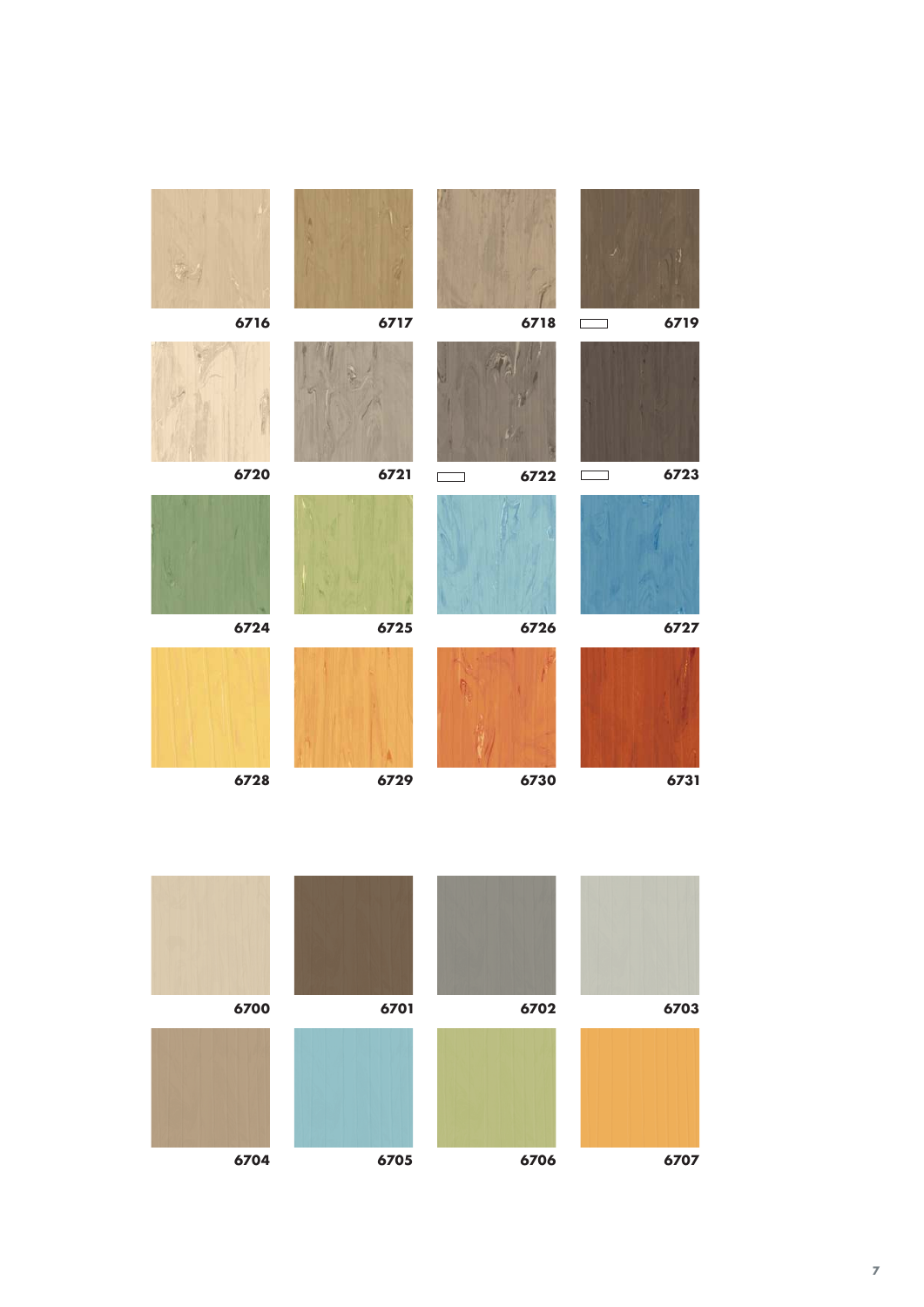6716 6717 6718 6719

6720 6721 6722 6723

6724 6725 6726 6727

6728 6729 6730 6731

6700 6701 6702 6703

6704 6705 6706 6707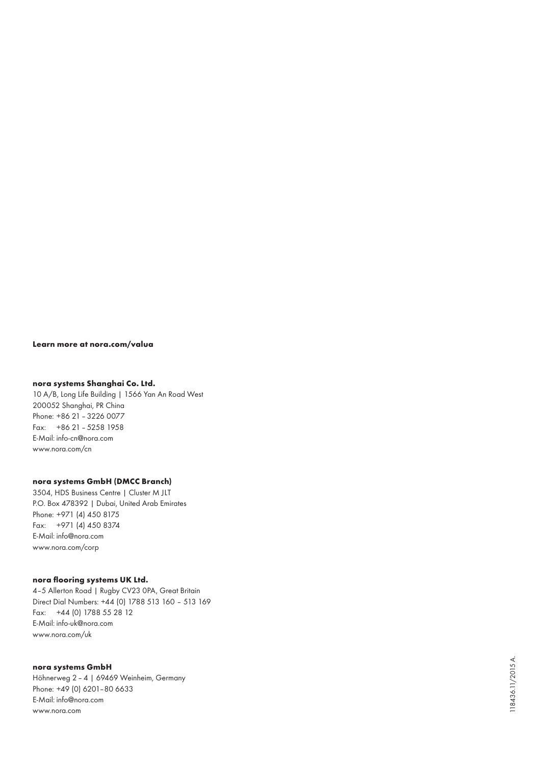**Learn more at nora.com/valua**

**nora systems Shanghai Co. Ltd.**
10 A/B, Long Life Building | 1566 Yan An Road West
200052 Shanghai, PR China
Phone: +86 21 – 3226 0077
Fax: +86 21 – 5258 1958
E-Mail: info-cn@nora.com
www.nora.com/cn

**nora systems GmbH (DMCC Branch)**
3504, HDS Business Centre | Cluster M JLT
P.O. Box 478392 | Dubai, United Arab Emirates
Phone: +971 (4) 450 8175
Fax: +971 (4) 450 8374
E-Mail: info@nora.com
www.nora.com/corp

**nora flooring systems UK Ltd.**
4–5 Allerton Road | Rugby CV23 0PA, Great Britain
Direct Dial Numbers: +44 (0) 1788 513 160 – 513 169
Fax: +44 (0) 1788 55 28 12
E-Mail: info-uk@nora.com
www.nora.com/uk

**nora systems GmbH**
Höhnerweg 2 – 4 | 69469 Weinheim, Germany
Phone: +49 (0) 6201–80 6633
E-Mail: info@nora.com
www.nora.com

118436.11/2015 A.